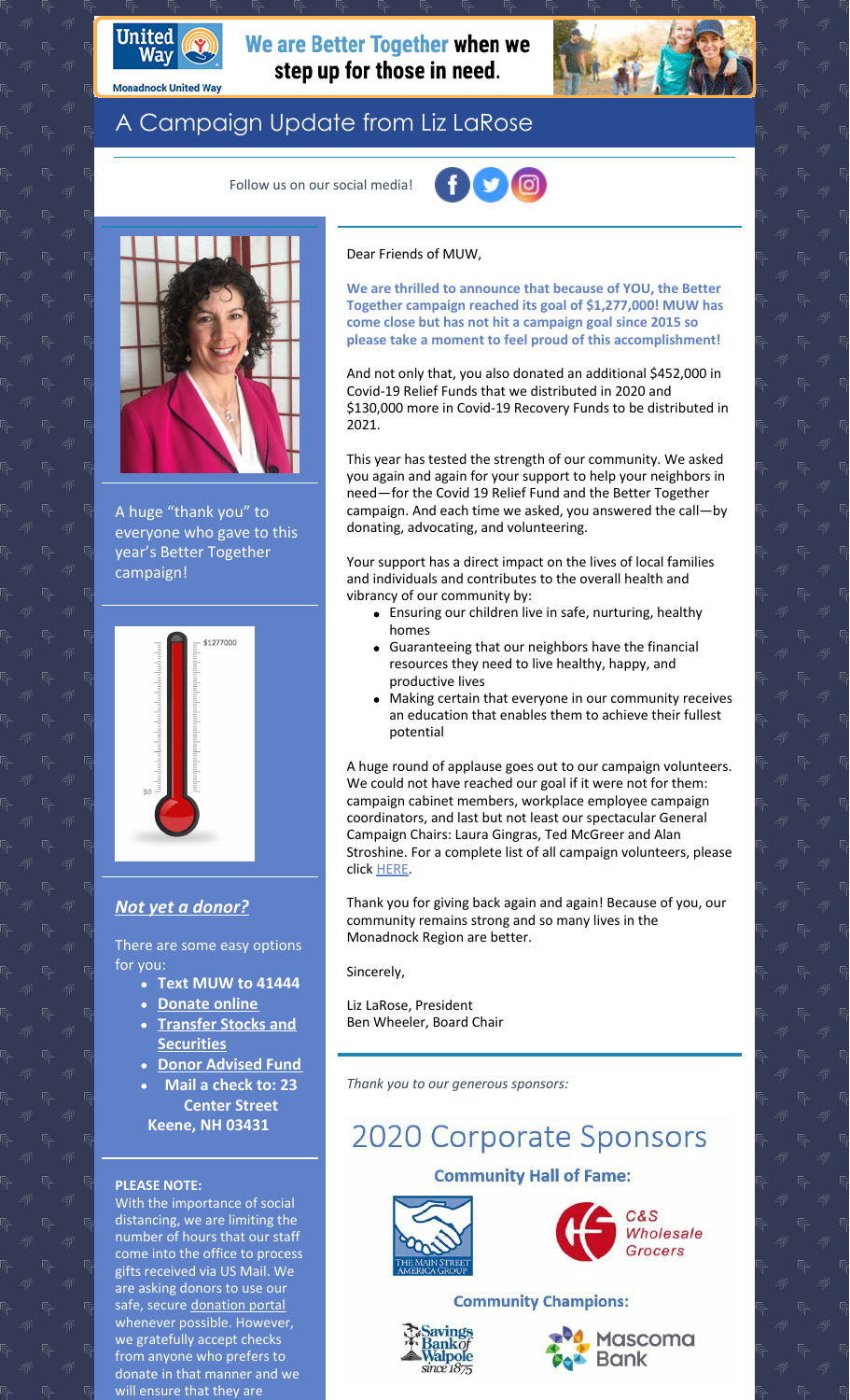**United Way** — Monadnock United Way

**We are Better Together when we step up for those in need.**

# A Campaign Update from Liz LaRose

Follow us on our social media!

A huge "thank you" to everyone who gave to this year's Better Together campaign!

$1277000

$0

### *Not yet a donor?*

There are some easy options for you:

- **Text MUW to 41444**
- **Donate online**
- **Transfer Stocks and Securities**
- **Donor Advised Fund**
- **Mail a check to: 23 Center Street Keene, NH 03431**

**PLEASE NOTE:**
With the importance of social distancing, we are limiting the number of hours that our staff come into the office to process gifts received via US Mail. We are asking donors to use our safe, secure donation portal whenever possible. However, we gratefully accept checks from anyone who prefers to donate in that manner and we will ensure that they are

Dear Friends of MUW,

**We are thrilled to announce that because of YOU, the Better Together campaign reached its goal of $1,277,000! MUW has come close but has not hit a campaign goal since 2015 so please take a moment to feel proud of this accomplishment!**

And not only that, you also donated an additional $452,000 in Covid-19 Relief Funds that we distributed in 2020 and $130,000 more in Covid-19 Recovery Funds to be distributed in 2021.

This year has tested the strength of our community. We asked you again and again for your support to help your neighbors in need—for the Covid 19 Relief Fund and the Better Together campaign. And each time we asked, you answered the call—by donating, advocating, and volunteering.

Your support has a direct impact on the lives of local families and individuals and contributes to the overall health and vibrancy of our community by:

- Ensuring our children live in safe, nurturing, healthy homes
- Guaranteeing that our neighbors have the financial resources they need to live healthy, happy, and productive lives
- Making certain that everyone in our community receives an education that enables them to achieve their fullest potential

A huge round of applause goes out to our campaign volunteers. We could not have reached our goal if it were not for them: campaign cabinet members, workplace employee campaign coordinators, and last but not least our spectacular General Campaign Chairs: Laura Gingras, Ted McGreer and Alan Stroshine. For a complete list of all campaign volunteers, please click HERE.

Thank you for giving back again and again! Because of you, our community remains strong and so many lives in the Monadnock Region are better.

Sincerely,

Liz LaRose, President
Ben Wheeler, Board Chair

*Thank you to our generous sponsors:*

## 2020 Corporate Sponsors

### Community Hall of Fame:

The Main Street America Group

C&S Wholesale Grocers

### Community Champions:

Savings Bank of Walpole since 1875

Mascoma Bank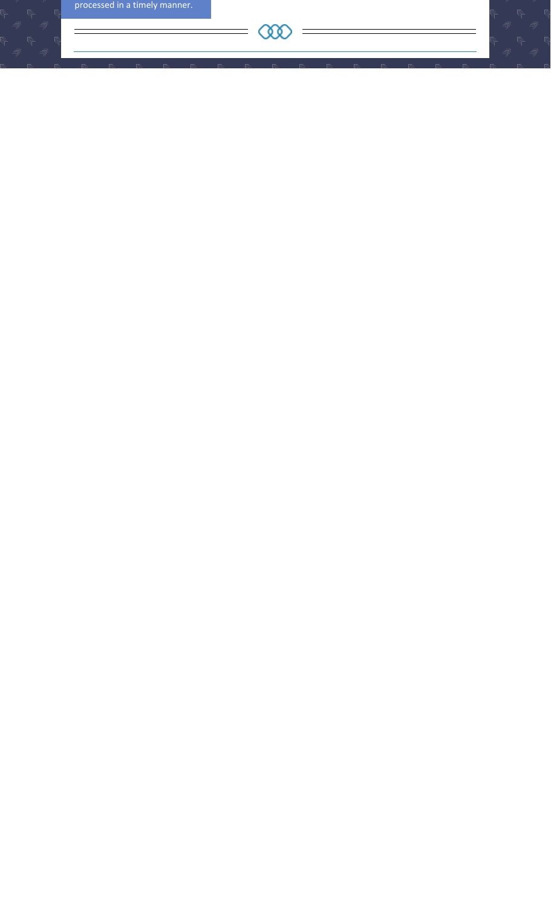processed in a timely manner.